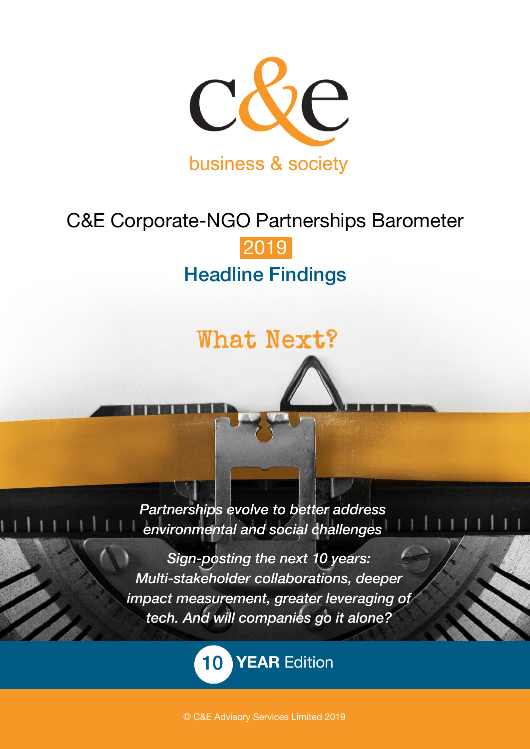c&e

business & society

# C&E Corporate-NGO Partnerships Barometer

2019

## Headline Findings

What Next?

*Partnerships evolve to better address environmental and social challenges*

*Sign-posting the next 10 years: Multi-stakeholder collaborations, deeper impact measurement, greater leveraging of tech. And will companies go it alone?*

**10 YEAR** Edition

© C&E Advisory Services Limited 2019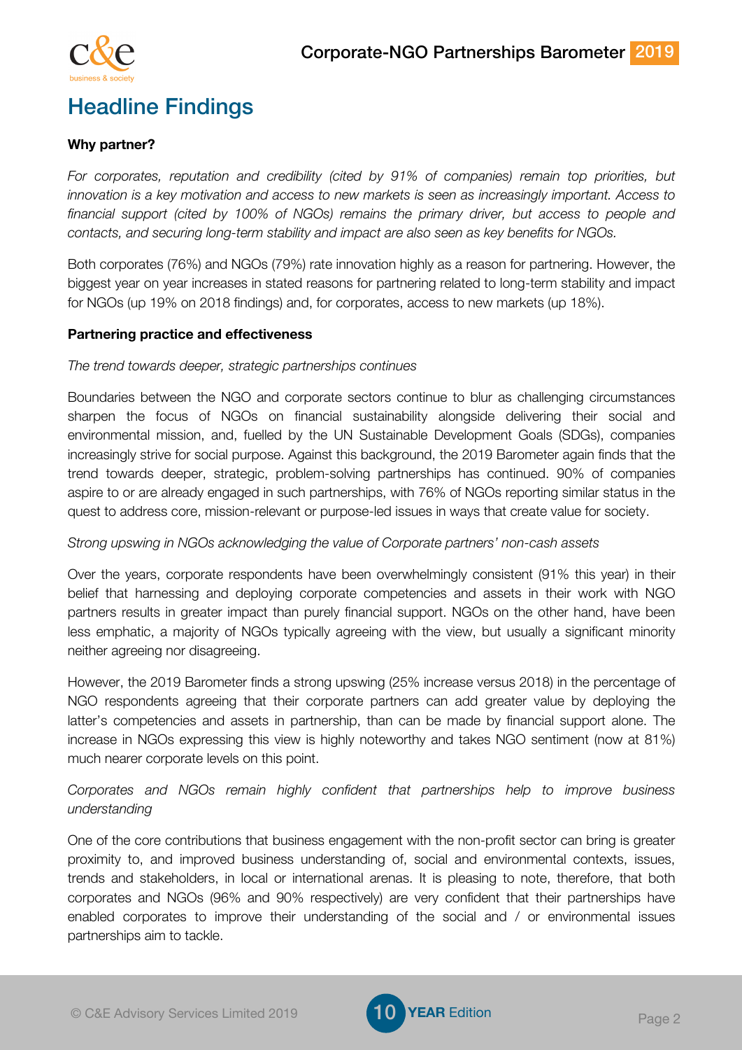# Headline Findings

**Why partner?**

*For corporates, reputation and credibility (cited by 91% of companies) remain top priorities, but innovation is a key motivation and access to new markets is seen as increasingly important. Access to financial support (cited by 100% of NGOs) remains the primary driver, but access to people and contacts, and securing long-term stability and impact are also seen as key benefits for NGOs.*

Both corporates (76%) and NGOs (79%) rate innovation highly as a reason for partnering. However, the biggest year on year increases in stated reasons for partnering related to long-term stability and impact for NGOs (up 19% on 2018 findings) and, for corporates, access to new markets (up 18%).

**Partnering practice and effectiveness**

*The trend towards deeper, strategic partnerships continues*

Boundaries between the NGO and corporate sectors continue to blur as challenging circumstances sharpen the focus of NGOs on financial sustainability alongside delivering their social and environmental mission, and, fuelled by the UN Sustainable Development Goals (SDGs), companies increasingly strive for social purpose. Against this background, the 2019 Barometer again finds that the trend towards deeper, strategic, problem-solving partnerships has continued. 90% of companies aspire to or are already engaged in such partnerships, with 76% of NGOs reporting similar status in the quest to address core, mission-relevant or purpose-led issues in ways that create value for society.

*Strong upswing in NGOs acknowledging the value of Corporate partners' non-cash assets*

Over the years, corporate respondents have been overwhelmingly consistent (91% this year) in their belief that harnessing and deploying corporate competencies and assets in their work with NGO partners results in greater impact than purely financial support. NGOs on the other hand, have been less emphatic, a majority of NGOs typically agreeing with the view, but usually a significant minority neither agreeing nor disagreeing.

However, the 2019 Barometer finds a strong upswing (25% increase versus 2018) in the percentage of NGO respondents agreeing that their corporate partners can add greater value by deploying the latter's competencies and assets in partnership, than can be made by financial support alone. The increase in NGOs expressing this view is highly noteworthy and takes NGO sentiment (now at 81%) much nearer corporate levels on this point.

*Corporates and NGOs remain highly confident that partnerships help to improve business understanding*

One of the core contributions that business engagement with the non-profit sector can bring is greater proximity to, and improved business understanding of, social and environmental contexts, issues, trends and stakeholders, in local or international arenas. It is pleasing to note, therefore, that both corporates and NGOs (96% and 90% respectively) are very confident that their partnerships have enabled corporates to improve their understanding of the social and / or environmental issues partnerships aim to tackle.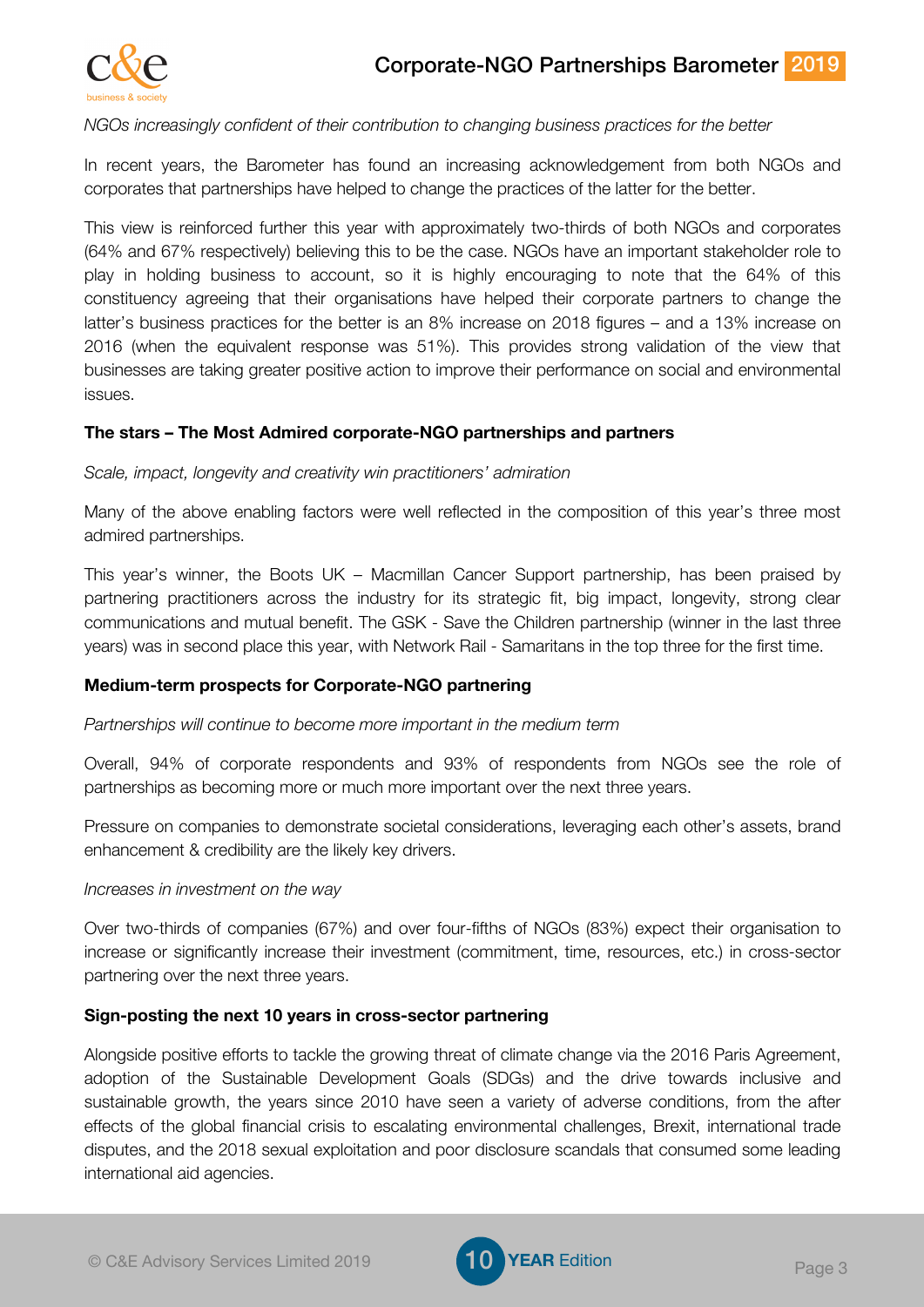*NGOs increasingly confident of their contribution to changing business practices for the better*

In recent years, the Barometer has found an increasing acknowledgement from both NGOs and corporates that partnerships have helped to change the practices of the latter for the better.

This view is reinforced further this year with approximately two-thirds of both NGOs and corporates (64% and 67% respectively) believing this to be the case. NGOs have an important stakeholder role to play in holding business to account, so it is highly encouraging to note that the 64% of this constituency agreeing that their organisations have helped their corporate partners to change the latter's business practices for the better is an 8% increase on 2018 figures – and a 13% increase on 2016 (when the equivalent response was 51%). This provides strong validation of the view that businesses are taking greater positive action to improve their performance on social and environmental issues.

**The stars – The Most Admired corporate-NGO partnerships and partners**

*Scale, impact, longevity and creativity win practitioners' admiration*

Many of the above enabling factors were well reflected in the composition of this year's three most admired partnerships.

This year's winner, the Boots UK – Macmillan Cancer Support partnership, has been praised by partnering practitioners across the industry for its strategic fit, big impact, longevity, strong clear communications and mutual benefit. The GSK - Save the Children partnership (winner in the last three years) was in second place this year, with Network Rail - Samaritans in the top three for the first time.

**Medium-term prospects for Corporate-NGO partnering**

*Partnerships will continue to become more important in the medium term*

Overall, 94% of corporate respondents and 93% of respondents from NGOs see the role of partnerships as becoming more or much more important over the next three years.

Pressure on companies to demonstrate societal considerations, leveraging each other's assets, brand enhancement & credibility are the likely key drivers.

*Increases in investment on the way*

Over two-thirds of companies (67%) and over four-fifths of NGOs (83%) expect their organisation to increase or significantly increase their investment (commitment, time, resources, etc.) in cross-sector partnering over the next three years.

**Sign-posting the next 10 years in cross-sector partnering**

Alongside positive efforts to tackle the growing threat of climate change via the 2016 Paris Agreement, adoption of the Sustainable Development Goals (SDGs) and the drive towards inclusive and sustainable growth, the years since 2010 have seen a variety of adverse conditions, from the after effects of the global financial crisis to escalating environmental challenges, Brexit, international trade disputes, and the 2018 sexual exploitation and poor disclosure scandals that consumed some leading international aid agencies.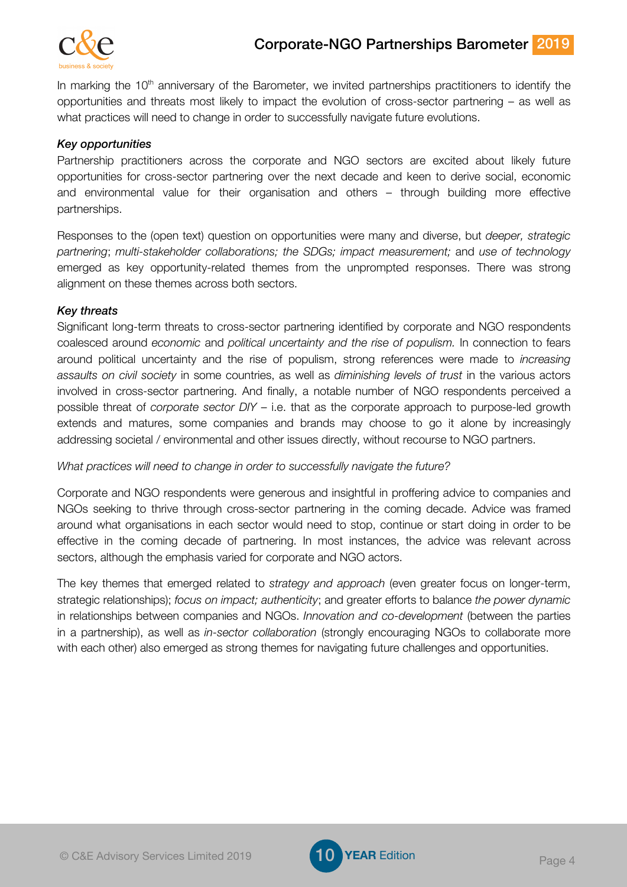In marking the 10th anniversary of the Barometer, we invited partnerships practitioners to identify the opportunities and threats most likely to impact the evolution of cross-sector partnering – as well as what practices will need to change in order to successfully navigate future evolutions.

***Key opportunities***

Partnership practitioners across the corporate and NGO sectors are excited about likely future opportunities for cross-sector partnering over the next decade and keen to derive social, economic and environmental value for their organisation and others – through building more effective partnerships.

Responses to the (open text) question on opportunities were many and diverse, but *deeper, strategic partnering*; *multi-stakeholder collaborations; the SDGs; impact measurement;* and *use of technology* emerged as key opportunity-related themes from the unprompted responses. There was strong alignment on these themes across both sectors.

***Key threats***

Significant long-term threats to cross-sector partnering identified by corporate and NGO respondents coalesced around *economic* and *political uncertainty and the rise of populism.* In connection to fears around political uncertainty and the rise of populism, strong references were made to *increasing assaults on civil society* in some countries, as well as *diminishing levels of trust* in the various actors involved in cross-sector partnering. And finally, a notable number of NGO respondents perceived a possible threat of *corporate sector DIY* – i.e. that as the corporate approach to purpose-led growth extends and matures, some companies and brands may choose to go it alone by increasingly addressing societal / environmental and other issues directly, without recourse to NGO partners.

*What practices will need to change in order to successfully navigate the future?*

Corporate and NGO respondents were generous and insightful in proffering advice to companies and NGOs seeking to thrive through cross-sector partnering in the coming decade. Advice was framed around what organisations in each sector would need to stop, continue or start doing in order to be effective in the coming decade of partnering. In most instances, the advice was relevant across sectors, although the emphasis varied for corporate and NGO actors.

The key themes that emerged related to *strategy and approach* (even greater focus on longer-term, strategic relationships); *focus on impact; authenticity*; and greater efforts to balance *the power dynamic* in relationships between companies and NGOs. *Innovation and co-development* (between the parties in a partnership), as well as *in-sector collaboration* (strongly encouraging NGOs to collaborate more with each other) also emerged as strong themes for navigating future challenges and opportunities.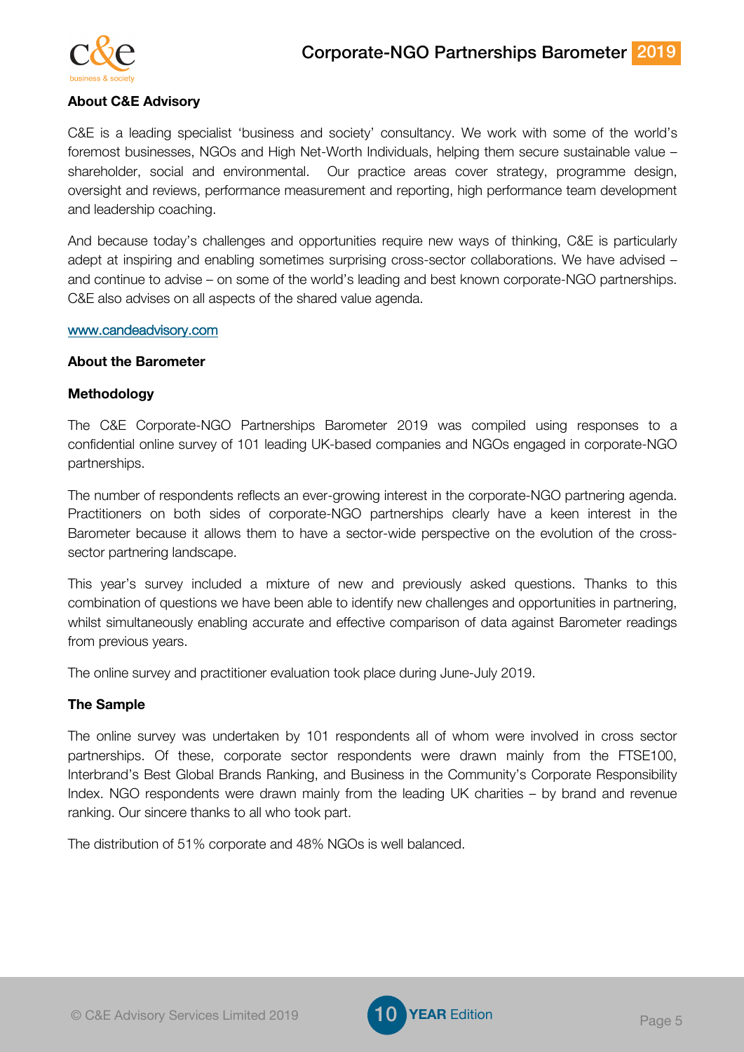## About C&E Advisory

C&E is a leading specialist 'business and society' consultancy. We work with some of the world's foremost businesses, NGOs and High Net-Worth Individuals, helping them secure sustainable value – shareholder, social and environmental. Our practice areas cover strategy, programme design, oversight and reviews, performance measurement and reporting, high performance team development and leadership coaching.

And because today's challenges and opportunities require new ways of thinking, C&E is particularly adept at inspiring and enabling sometimes surprising cross-sector collaborations. We have advised – and continue to advise – on some of the world's leading and best known corporate-NGO partnerships. C&E also advises on all aspects of the shared value agenda.

www.candeadvisory.com

## About the Barometer

### Methodology

The C&E Corporate-NGO Partnerships Barometer 2019 was compiled using responses to a confidential online survey of 101 leading UK-based companies and NGOs engaged in corporate-NGO partnerships.

The number of respondents reflects an ever-growing interest in the corporate-NGO partnering agenda. Practitioners on both sides of corporate-NGO partnerships clearly have a keen interest in the Barometer because it allows them to have a sector-wide perspective on the evolution of the cross-sector partnering landscape.

This year's survey included a mixture of new and previously asked questions. Thanks to this combination of questions we have been able to identify new challenges and opportunities in partnering, whilst simultaneously enabling accurate and effective comparison of data against Barometer readings from previous years.

The online survey and practitioner evaluation took place during June-July 2019.

### The Sample

The online survey was undertaken by 101 respondents all of whom were involved in cross sector partnerships. Of these, corporate sector respondents were drawn mainly from the FTSE100, Interbrand's Best Global Brands Ranking, and Business in the Community's Corporate Responsibility Index. NGO respondents were drawn mainly from the leading UK charities – by brand and revenue ranking. Our sincere thanks to all who took part.

The distribution of 51% corporate and 48% NGOs is well balanced.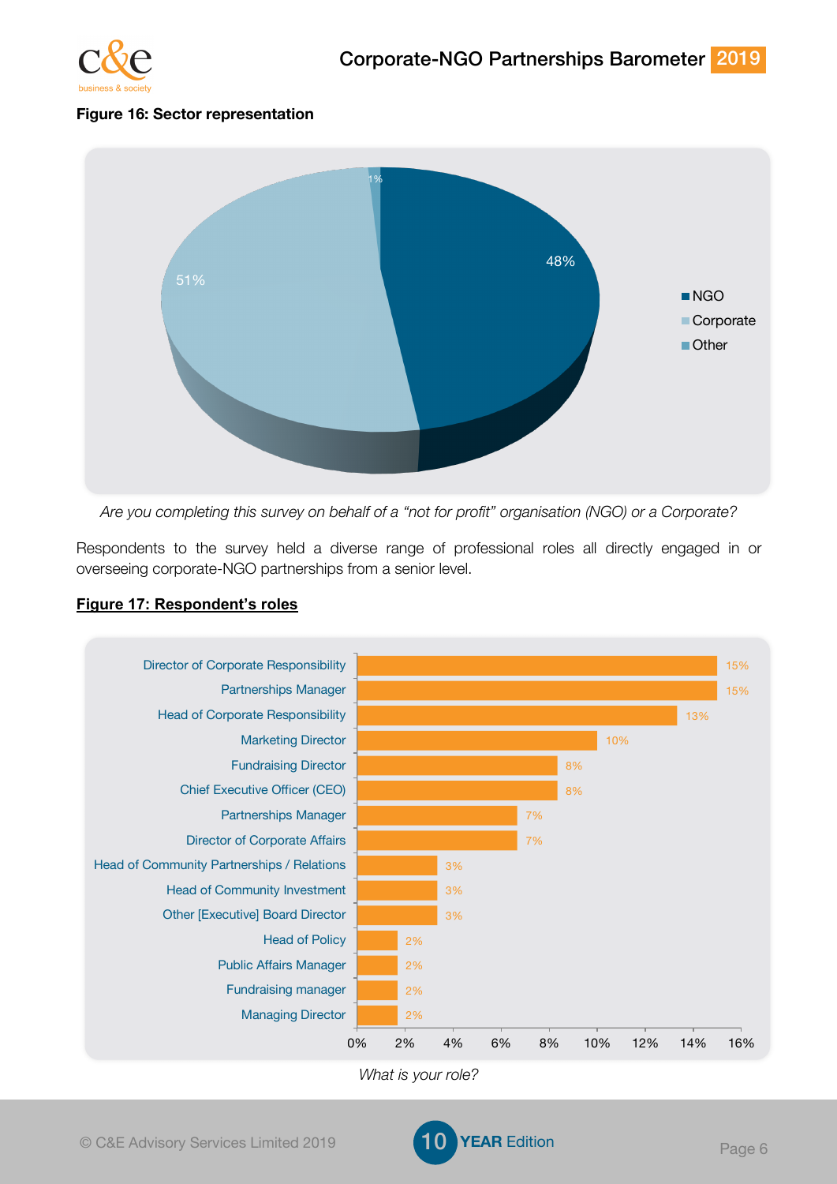**Figure 16: Sector representation**

| Sector | % |
|---|---|
| NGO | 48% |
| Corporate | 51% |
| Other | 1% |

*Are you completing this survey on behalf of a "not for profit" organisation (NGO) or a Corporate?*

Respondents to the survey held a diverse range of professional roles all directly engaged in or overseeing corporate-NGO partnerships from a senior level.

**Figure 17: Respondent's roles**

| Role | % |
|---|---|
| Director of Corporate Responsibility | 15% |
| Partnerships Manager | 15% |
| Head of Corporate Responsibility | 13% |
| Marketing Director | 10% |
| Fundraising Director | 8% |
| Chief Executive Officer (CEO) | 8% |
| Partnerships Manager | 7% |
| Director of Corporate Affairs | 7% |
| Head of Community Partnerships / Relations | 3% |
| Head of Community Investment | 3% |
| Other [Executive] Board Director | 3% |
| Head of Policy | 2% |
| Public Affairs Manager | 2% |
| Fundraising manager | 2% |
| Managing Director | 2% |

*What is your role?*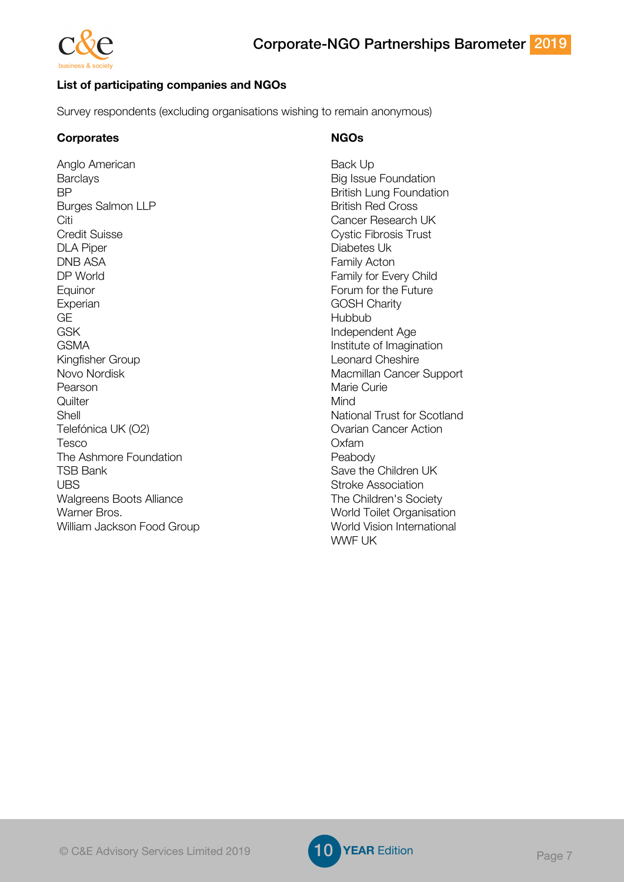**List of participating companies and NGOs**

Survey respondents (excluding organisations wishing to remain anonymous)

**Corporates**

Anglo American
Barclays
BP
Burges Salmon LLP
Citi
Credit Suisse
DLA Piper
DNB ASA
DP World
Equinor
Experian
GE
GSK
GSMA
Kingfisher Group
Novo Nordisk
Pearson
Quilter
Shell
Telefónica UK (O2)
Tesco
The Ashmore Foundation
TSB Bank
UBS
Walgreens Boots Alliance
Warner Bros.
William Jackson Food Group

**NGOs**

Back Up
Big Issue Foundation
British Lung Foundation
British Red Cross
Cancer Research UK
Cystic Fibrosis Trust
Diabetes Uk
Family Acton
Family for Every Child
Forum for the Future
GOSH Charity
Hubbub
Independent Age
Institute of Imagination
Leonard Cheshire
Macmillan Cancer Support
Marie Curie
Mind
National Trust for Scotland
Ovarian Cancer Action
Oxfam
Peabody
Save the Children UK
Stroke Association
The Children's Society
World Toilet Organisation
World Vision International
WWF UK